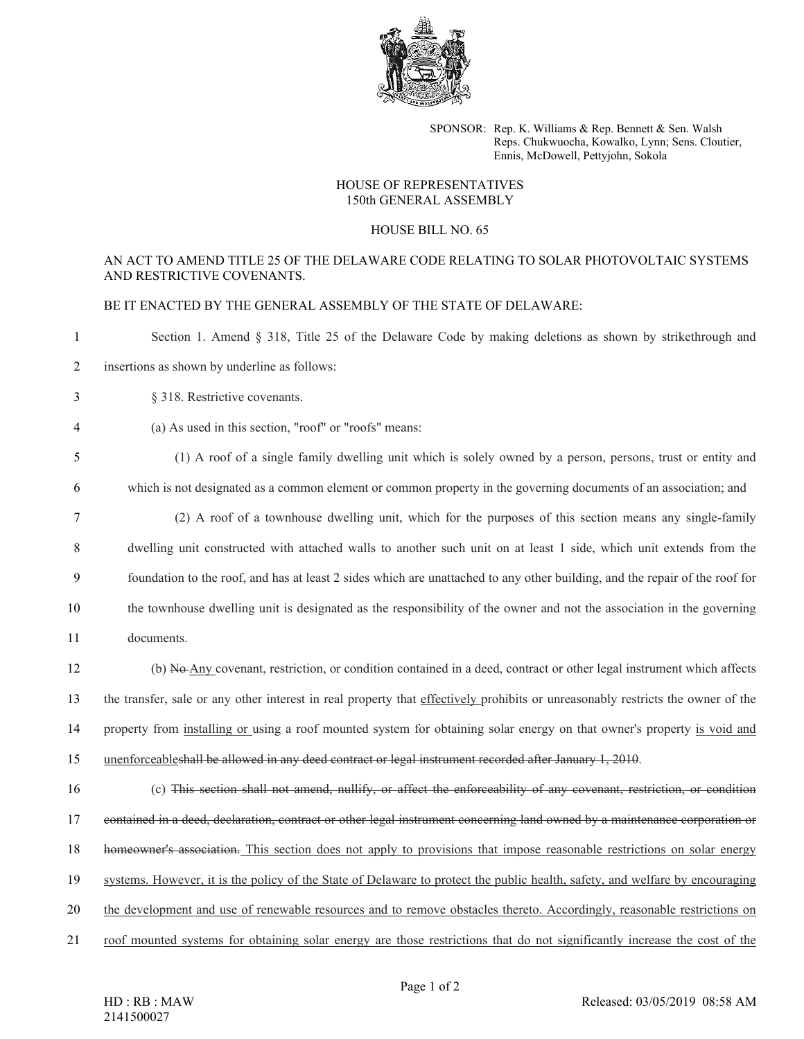SPONSOR: Rep. K. Williams & Rep. Bennett & Sen. Walsh
Reps. Chukwuocha, Kowalko, Lynn; Sens. Cloutier, Ennis, McDowell, Pettyjohn, Sokola

HOUSE OF REPRESENTATIVES
150th GENERAL ASSEMBLY

HOUSE BILL NO. 65

AN ACT TO AMEND TITLE 25 OF THE DELAWARE CODE RELATING TO SOLAR PHOTOVOLTAIC SYSTEMS AND RESTRICTIVE COVENANTS.

BE IT ENACTED BY THE GENERAL ASSEMBLY OF THE STATE OF DELAWARE:

1 Section 1. Amend § 318, Title 25 of the Delaware Code by making deletions as shown by strikethrough and
2 insertions as shown by underline as follows:

3 § 318. Restrictive covenants.

4 (a) As used in this section, "roof" or "roofs" means:

5 (1) A roof of a single family dwelling unit which is solely owned by a person, persons, trust or entity and
6 which is not designated as a common element or common property in the governing documents of an association; and

7 (2) A roof of a townhouse dwelling unit, which for the purposes of this section means any single-family
8 dwelling unit constructed with attached walls to another such unit on at least 1 side, which unit extends from the
9 foundation to the roof, and has at least 2 sides which are unattached to any other building, and the repair of the roof for
10 the townhouse dwelling unit is designated as the responsibility of the owner and not the association in the governing
11 documents.

12 (b) ~~No~~ <u>Any</u> covenant, restriction, or condition contained in a deed, contract or other legal instrument which affects
13 the transfer, sale or any other interest in real property that <u>effectively</u> prohibits or unreasonably restricts the owner of the
14 property from <u>installing or</u> using a roof mounted system for obtaining solar energy on that owner's property <u>is void and</u>
15 <u>unenforceable</u>~~shall be allowed in any deed contract or legal instrument recorded after January 1, 2010~~.

16 (c) ~~This section shall not amend, nullify, or affect the enforceability of any covenant, restriction, or condition~~
17 ~~contained in a deed, declaration, contract or other legal instrument concerning land owned by a maintenance corporation or~~
18 ~~homeowner's association.~~ <u>This section does not apply to provisions that impose reasonable restrictions on solar energy</u>
19 <u>systems. However, it is the policy of the State of Delaware to protect the public health, safety, and welfare by encouraging</u>
20 <u>the development and use of renewable resources and to remove obstacles thereto. Accordingly, reasonable restrictions on</u>
21 <u>roof mounted systems for obtaining solar energy are those restrictions that do not significantly increase the cost of the</u>

HD : RB : MAW
2141500027

Released: 03/05/2019 08:58 AM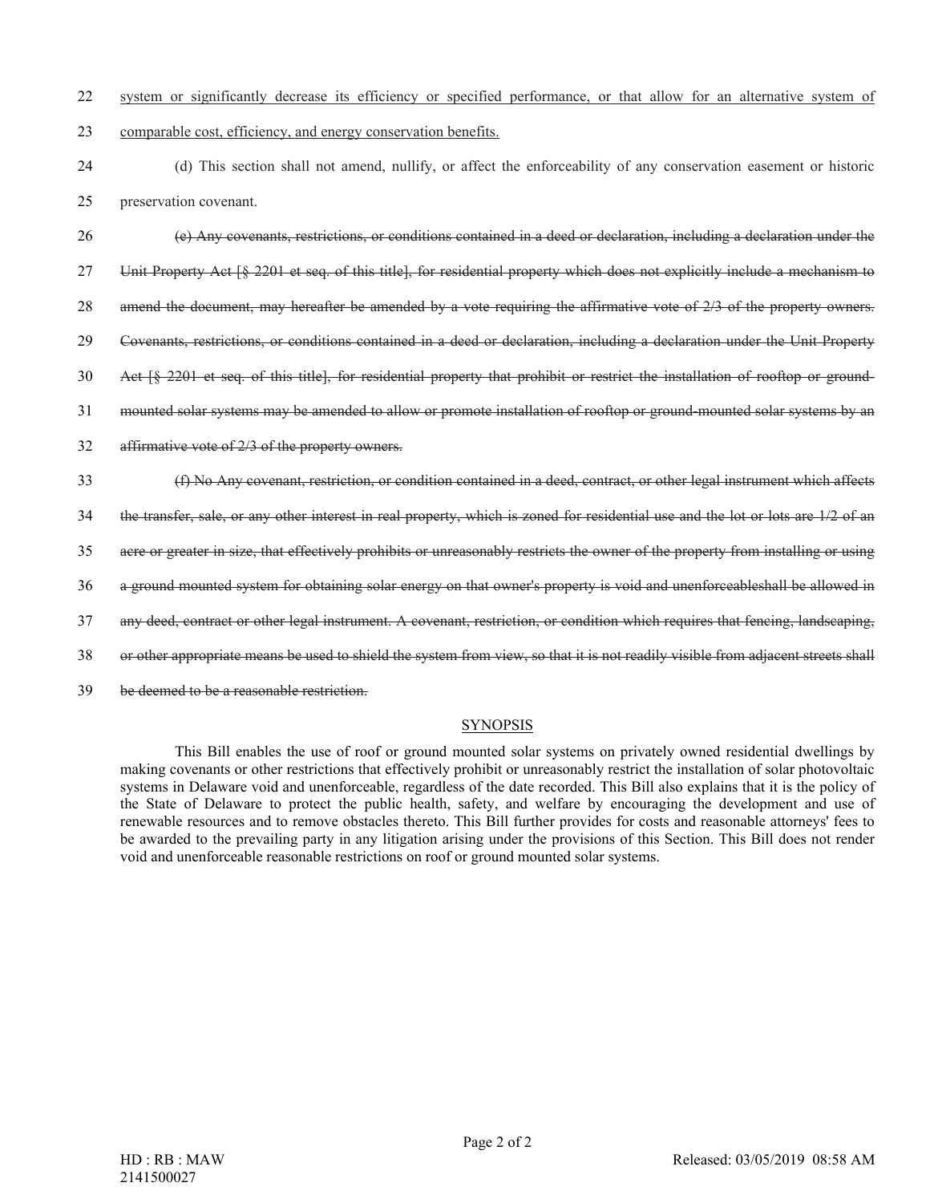22 system or significantly decrease its efficiency or specified performance, or that allow for an alternative system of

23 comparable cost, efficiency, and energy conservation benefits.

24 (d) This section shall not amend, nullify, or affect the enforceability of any conservation easement or historic

25 preservation covenant.

26 ~~(e) Any covenants, restrictions, or conditions contained in a deed or declaration, including a declaration under the~~

27 ~~Unit Property Act [§ 2201 et seq. of this title], for residential property which does not explicitly include a mechanism to~~

28 ~~amend the document, may hereafter be amended by a vote requiring the affirmative vote of 2/3 of the property owners.~~

29 ~~Covenants, restrictions, or conditions contained in a deed or declaration, including a declaration under the Unit Property~~

30 ~~Act [§ 2201 et seq. of this title], for residential property that prohibit or restrict the installation of rooftop or ground-~~

31 ~~mounted solar systems may be amended to allow or promote installation of rooftop or ground-mounted solar systems by an~~

32 ~~affirmative vote of 2/3 of the property owners.~~

33 ~~(f) No Any covenant, restriction, or condition contained in a deed, contract, or other legal instrument which affects~~

34 ~~the transfer, sale, or any other interest in real property, which is zoned for residential use and the lot or lots are 1/2 of an~~

35 ~~acre or greater in size, that effectively prohibits or unreasonably restricts the owner of the property from installing or using~~

36 ~~a ground mounted system for obtaining solar energy on that owner's property is void and unenforceableshall be allowed in~~

37 ~~any deed, contract or other legal instrument. A covenant, restriction, or condition which requires that fencing, landscaping,~~

38 ~~or other appropriate means be used to shield the system from view, so that it is not readily visible from adjacent streets shall~~

39 ~~be deemed to be a reasonable restriction.~~

## SYNOPSIS

This Bill enables the use of roof or ground mounted solar systems on privately owned residential dwellings by making covenants or other restrictions that effectively prohibit or unreasonably restrict the installation of solar photovoltaic systems in Delaware void and unenforceable, regardless of the date recorded. This Bill also explains that it is the policy of the State of Delaware to protect the public health, safety, and welfare by encouraging the development and use of renewable resources and to remove obstacles thereto. This Bill further provides for costs and reasonable attorneys' fees to be awarded to the prevailing party in any litigation arising under the provisions of this Section. This Bill does not render void and unenforceable reasonable restrictions on roof or ground mounted solar systems.

HD : RB : MAW
2141500027

Released: 03/05/2019 08:58 AM